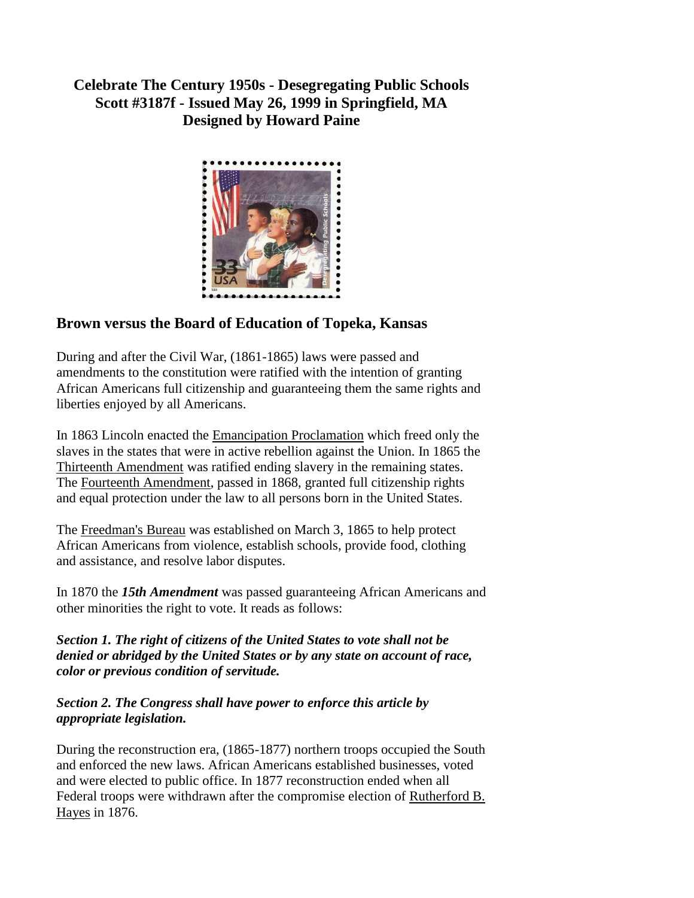**Celebrate The Century 1950s - Desegregating Public Schools**
**Scott #3187f - Issued May 26, 1999 in Springfield, MA**
**Designed by Howard Paine**

## Brown versus the Board of Education of Topeka, Kansas

During and after the Civil War, (1861-1865) laws were passed and amendments to the constitution were ratified with the intention of granting African Americans full citizenship and guaranteeing them the same rights and liberties enjoyed by all Americans.

In 1863 Lincoln enacted the Emancipation Proclamation which freed only the slaves in the states that were in active rebellion against the Union. In 1865 the Thirteenth Amendment was ratified ending slavery in the remaining states. The Fourteenth Amendment, passed in 1868, granted full citizenship rights and equal protection under the law to all persons born in the United States.

The Freedman's Bureau was established on March 3, 1865 to help protect African Americans from violence, establish schools, provide food, clothing and assistance, and resolve labor disputes.

In 1870 the ***15th Amendment*** was passed guaranteeing African Americans and other minorities the right to vote. It reads as follows:

***Section 1. The right of citizens of the United States to vote shall not be denied or abridged by the United States or by any state on account of race, color or previous condition of servitude.***

***Section 2. The Congress shall have power to enforce this article by appropriate legislation.***

During the reconstruction era, (1865-1877) northern troops occupied the South and enforced the new laws. African Americans established businesses, voted and were elected to public office. In 1877 reconstruction ended when all Federal troops were withdrawn after the compromise election of Rutherford B. Hayes in 1876.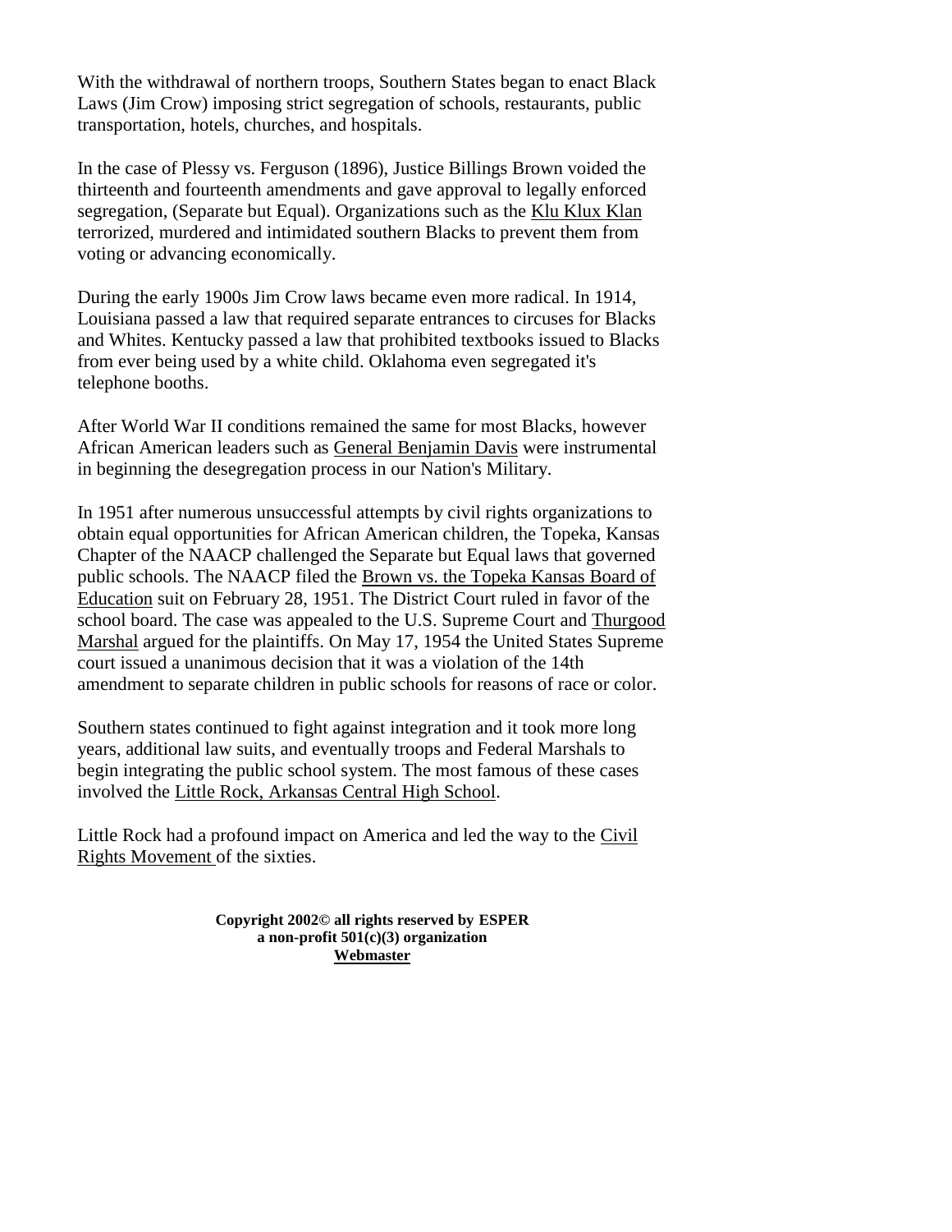With the withdrawal of northern troops, Southern States began to enact Black Laws (Jim Crow) imposing strict segregation of schools, restaurants, public transportation, hotels, churches, and hospitals.

In the case of Plessy vs. Ferguson (1896), Justice Billings Brown voided the thirteenth and fourteenth amendments and gave approval to legally enforced segregation, (Separate but Equal). Organizations such as the Klu Klux Klan terrorized, murdered and intimidated southern Blacks to prevent them from voting or advancing economically.

During the early 1900s Jim Crow laws became even more radical. In 1914, Louisiana passed a law that required separate entrances to circuses for Blacks and Whites. Kentucky passed a law that prohibited textbooks issued to Blacks from ever being used by a white child. Oklahoma even segregated it's telephone booths.

After World War II conditions remained the same for most Blacks, however African American leaders such as General Benjamin Davis were instrumental in beginning the desegregation process in our Nation's Military.

In 1951 after numerous unsuccessful attempts by civil rights organizations to obtain equal opportunities for African American children, the Topeka, Kansas Chapter of the NAACP challenged the Separate but Equal laws that governed public schools. The NAACP filed the Brown vs. the Topeka Kansas Board of Education suit on February 28, 1951. The District Court ruled in favor of the school board. The case was appealed to the U.S. Supreme Court and Thurgood Marshal argued for the plaintiffs. On May 17, 1954 the United States Supreme court issued a unanimous decision that it was a violation of the 14th amendment to separate children in public schools for reasons of race or color.

Southern states continued to fight against integration and it took more long years, additional law suits, and eventually troops and Federal Marshals to begin integrating the public school system. The most famous of these cases involved the Little Rock, Arkansas Central High School.

Little Rock had a profound impact on America and led the way to the Civil Rights Movement of the sixties.

**Copyright 2002© all rights reserved by ESPER**
**a non-profit 501(c)(3) organization**
**Webmaster**